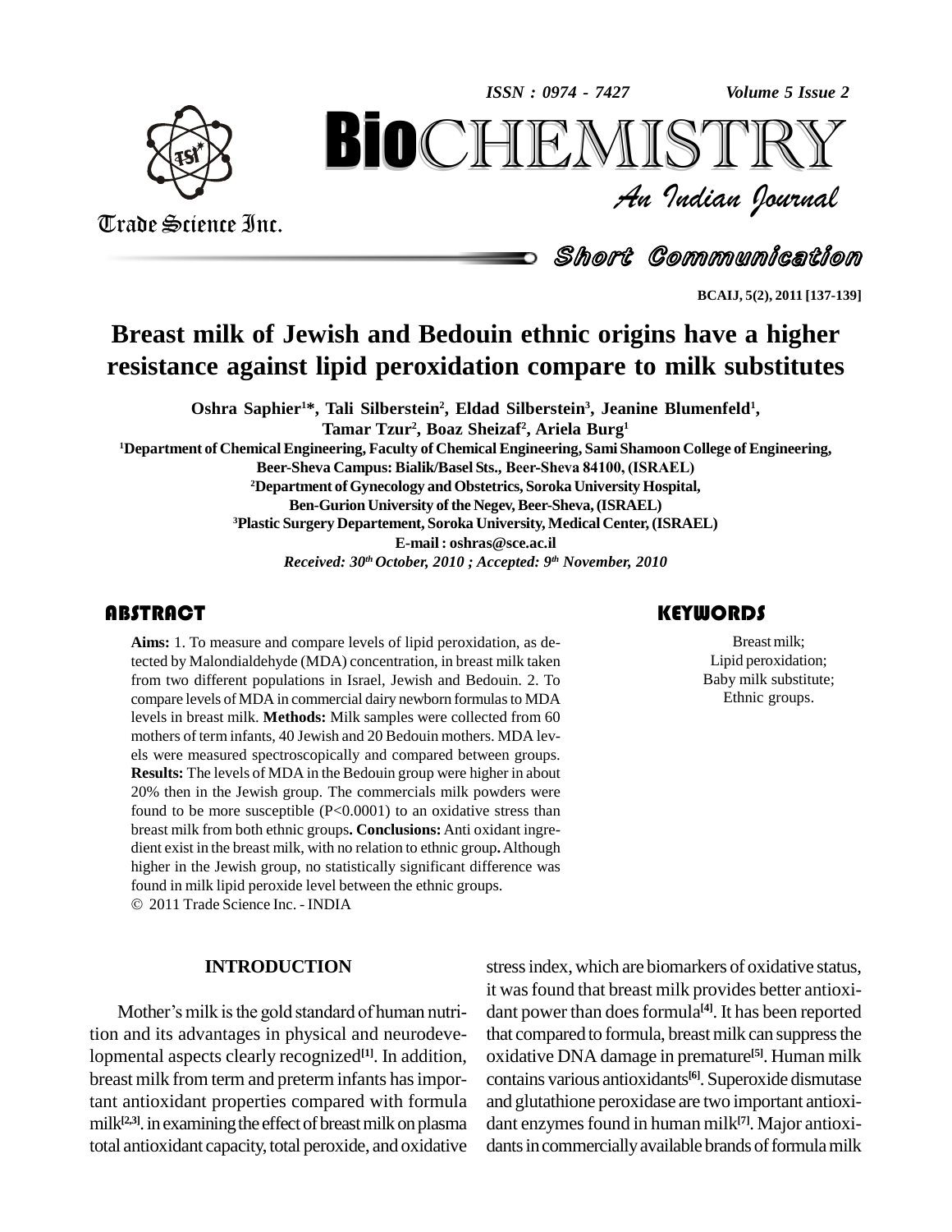Short Communication

# Breast milk of Jewish and Bedouin ethnic origins have a higher resistance against lipid peroxidation compare to milk substitutes

**Oshra Saphier[1]\*, Tali Silberstein[2], Eldad Silberstein[3], Jeanine Blumenfeld[1], Tamar Tzur[2], Boaz Sheizaf[2], Ariela Burg[1]**

[1]Department of Chemical Engineering, Faculty of Chemical Engineering, Sami Shamoon College of Engineering, Beer-Sheva Campus: Bialik/Basel Sts., Beer-Sheva 84100, (ISRAEL)

[2]Department of Gynecology and Obstetrics, Soroka University Hospital, Ben-Gurion University of the Negev, Beer-Sheva, (ISRAEL)

[3]Plastic Surgery Departement, Soroka University, Medical Center, (ISRAEL)

E-mail : oshras@sce.ac.il

*Received: 30th October, 2010 ; Accepted: 9th November, 2010*

## ABSTRACT

**Aims:** 1. To measure and compare levels of lipid peroxidation, as detected by Malondialdehyde (MDA) concentration, in breast milk taken from two different populations in Israel, Jewish and Bedouin. 2. To compare levels of MDA in commercial dairy newborn formulas to MDA levels in breast milk. **Methods:** Milk samples were collected from 60 mothers of term infants, 40 Jewish and 20 Bedouin mothers. MDA levels were measured spectroscopically and compared between groups. **Results:** The levels of MDA in the Bedouin group were higher in about 20% then in the Jewish group. The commercials milk powders were found to be more susceptible ($P<0.0001$) to an oxidative stress than breast milk from both ethnic groups**. Conclusions:** Anti oxidant ingredient exist in the breast milk, with no relation to ethnic group**.** Although higher in the Jewish group, no statistically significant difference was found in milk lipid peroxide level between the ethnic groups.

© 2011 Trade Science Inc. - INDIA

## KEYWORDS

Breast milk;
Lipid peroxidation;
Baby milk substitute;
Ethnic groups.

## INTRODUCTION

Mother's milk is the gold standard of human nutrition and its advantages in physical and neurodevelopmental aspects clearly recognized[1]. In addition, breast milk from term and preterm infants has important antioxidant properties compared with formula milk[2,3]. in examining the effect of breast milk on plasma total antioxidant capacity, total peroxide, and oxidative stress index, which are biomarkers of oxidative status, it was found that breast milk provides better antioxidant power than does formula[4]. It has been reported that compared to formula, breast milk can suppress the oxidative DNA damage in premature[5]. Human milk contains various antioxidants[6]. Superoxide dismutase and glutathione peroxidase are two important antioxidant enzymes found in human milk[7]. Major antioxidants in commercially available brands of formula milk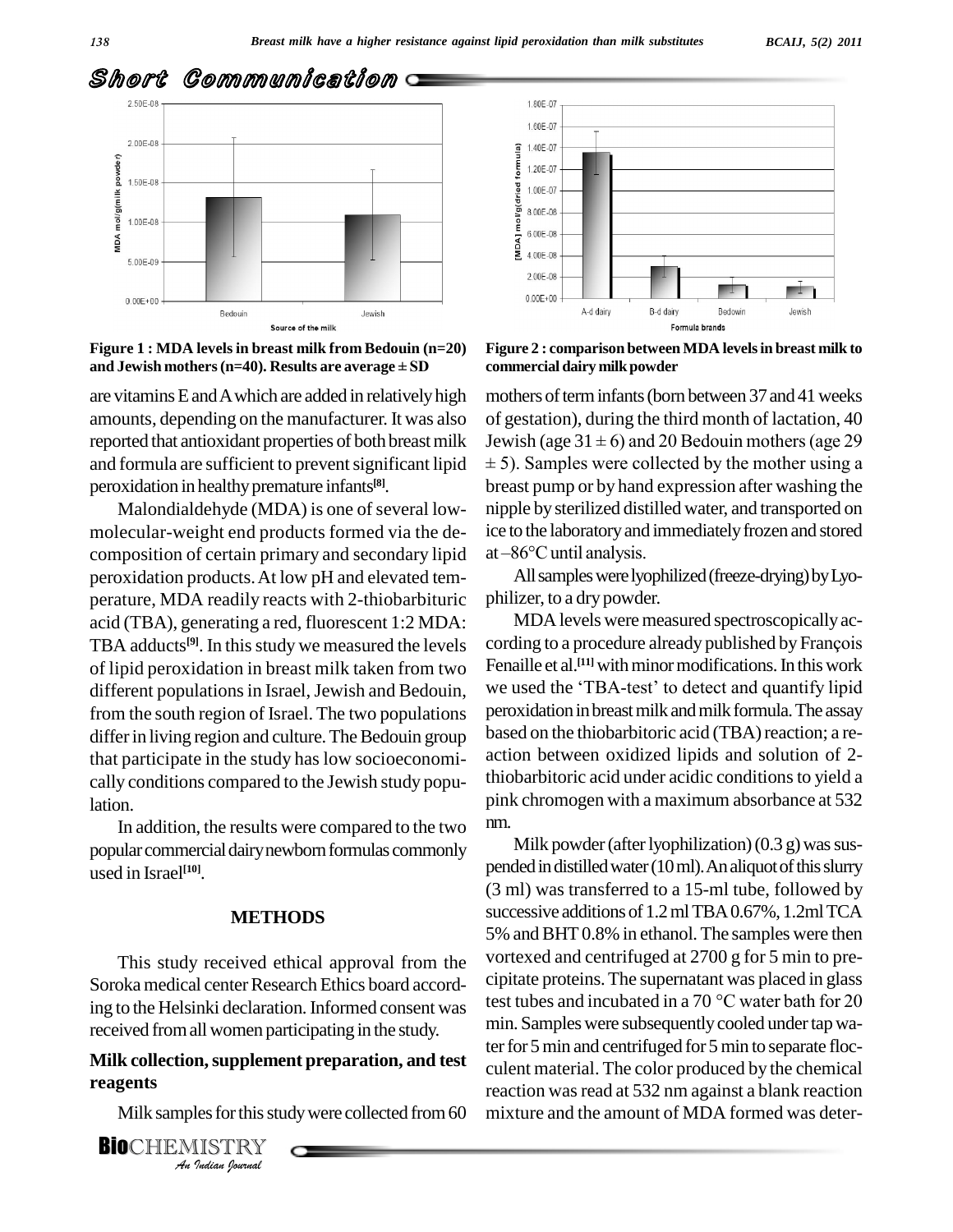Figure 1 : MDA levels in breast milk from Bedouin (n=20) and Jewish mothers (n=40). Results are average ± SD

Figure 2 : comparison between MDA levels in breast milk to commercial dairy milk powder

are vitamins E and A which are added in relatively high amounts, depending on the manufacturer. It was also reported that antioxidant properties of both breast milk and formula are sufficient to prevent significant lipid peroxidation in healthy premature infants[8].

Malondialdehyde (MDA) is one of several low-molecular-weight end products formed via the decomposition of certain primary and secondary lipid peroxidation products. At low pH and elevated temperature, MDA readily reacts with 2-thiobarbituric acid (TBA), generating a red, fluorescent 1:2 MDA: TBA adducts[9]. In this study we measured the levels of lipid peroxidation in breast milk taken from two different populations in Israel, Jewish and Bedouin, from the south region of Israel. The two populations differ in living region and culture. The Bedouin group that participate in the study has low socioeconomically conditions compared to the Jewish study population.

In addition, the results were compared to the two popular commercial dairy newborn formulas commonly used in Israel[10].

## METHODS

This study received ethical approval from the Soroka medical center Research Ethics board according to the Helsinki declaration. Informed consent was received from all women participating in the study.

### Milk collection, supplement preparation, and test reagents

Milk samples for this study were collected from 60 mothers of term infants (born between 37 and 41 weeks of gestation), during the third month of lactation, 40 Jewish (age 31 ± 6) and 20 Bedouin mothers (age 29 ± 5). Samples were collected by the mother using a breast pump or by hand expression after washing the nipple by sterilized distilled water, and transported on ice to the laboratory and immediately frozen and stored at –86°C until analysis.

All samples were lyophilized (freeze-drying) by Lyophilizer, to a dry powder.

MDA levels were measured spectroscopically according to a procedure already published by François Fenaille et al.[11] with minor modifications. In this work we used the 'TBA-test' to detect and quantify lipid peroxidation in breast milk and milk formula. The assay based on the thiobarbitoric acid (TBA) reaction; a reaction between oxidized lipids and solution of 2-thiobarbitoric acid under acidic conditions to yield a pink chromogen with a maximum absorbance at 532 nm.

Milk powder (after lyophilization) (0.3 g) was suspended in distilled water (10 ml). An aliquot of this slurry (3 ml) was transferred to a 15-ml tube, followed by successive additions of 1.2 ml TBA 0.67%, 1.2ml TCA 5% and BHT 0.8% in ethanol. The samples were then vortexed and centrifuged at 2700 g for 5 min to precipitate proteins. The supernatant was placed in glass test tubes and incubated in a 70 °C water bath for 20 min. Samples were subsequently cooled under tap water for 5 min and centrifuged for 5 min to separate flocculent material. The color produced by the chemical reaction was read at 532 nm against a blank reaction mixture and the amount of MDA formed was deter-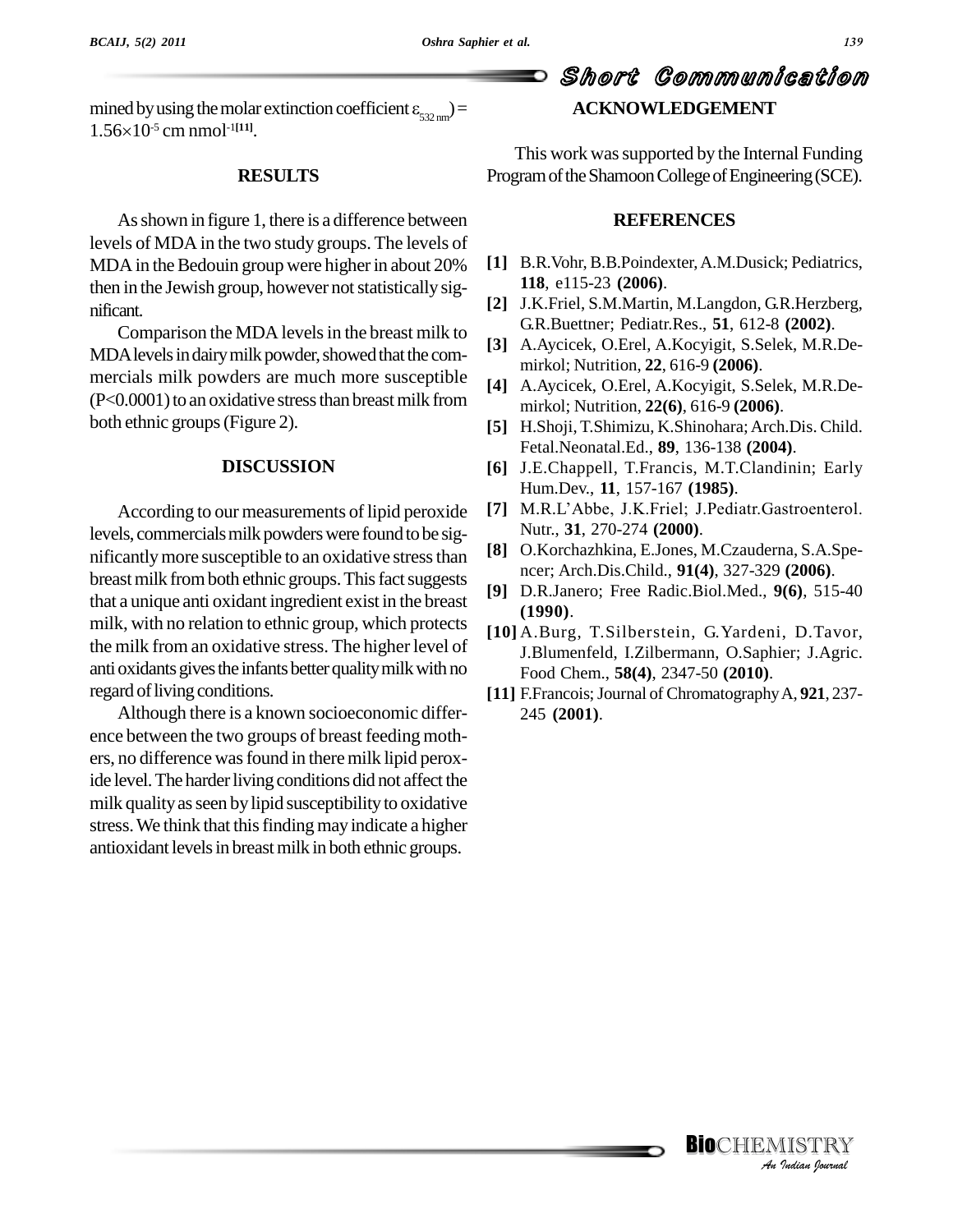mined by using the molar extinction coefficient $\varepsilon_{532\,nm}$) = $1.56\times10^{-5}$ cm $nmol^{-1}$[11].

## RESULTS

As shown in figure 1, there is a difference between levels of MDA in the two study groups. The levels of MDA in the Bedouin group were higher in about 20% then in the Jewish group, however not statistically significant.

Comparison the MDA levels in the breast milk to MDA levels in dairy milk powder, showed that the commercials milk powders are much more susceptible ($P<0.0001$) to an oxidative stress than breast milk from both ethnic groups (Figure 2).

## DISCUSSION

According to our measurements of lipid peroxide levels, commercials milk powders were found to be significantly more susceptible to an oxidative stress than breast milk from both ethnic groups. This fact suggests that a unique anti oxidant ingredient exist in the breast milk, with no relation to ethnic group, which protects the milk from an oxidative stress. The higher level of anti oxidants gives the infants better quality milk with no regard of living conditions.

Although there is a known socioeconomic difference between the two groups of breast feeding mothers, no difference was found in there milk lipid peroxide level. The harder living conditions did not affect the milk quality as seen by lipid susceptibility to oxidative stress. We think that this finding may indicate a higher antioxidant levels in breast milk in both ethnic groups.

## ACKNOWLEDGEMENT

This work was supported by the Internal Funding Program of the Shamoon College of Engineering (SCE).

## REFERENCES

[1] B.R.Vohr, B.B.Poindexter, A.M.Dusick; Pediatrics, **118**, e115-23 **(2006)**.

[2] J.K.Friel, S.M.Martin, M.Langdon, G.R.Herzberg, G.R.Buettner; Pediatr.Res., **51**, 612-8 **(2002)**.

[3] A.Aycicek, O.Erel, A.Kocyigit, S.Selek, M.R.Demirkol; Nutrition, **22**, 616-9 **(2006)**.

[4] A.Aycicek, O.Erel, A.Kocyigit, S.Selek, M.R.Demirkol; Nutrition, **22(6)**, 616-9 **(2006)**.

[5] H.Shoji, T.Shimizu, K.Shinohara; Arch.Dis. Child. Fetal.Neonatal.Ed., **89**, 136-138 **(2004)**.

[6] J.E.Chappell, T.Francis, M.T.Clandinin; Early Hum.Dev., **11**, 157-167 **(1985)**.

[7] M.R.L'Abbe, J.K.Friel; J.Pediatr.Gastroenterol. Nutr., **31**, 270-274 **(2000)**.

[8] O.Korchazhkina, E.Jones, M.Czauderna, S.A.Spencer; Arch.Dis.Child., **91(4)**, 327-329 **(2006)**.

[9] D.R.Janero; Free Radic.Biol.Med., **9(6)**, 515-40 **(1990)**.

[10] A.Burg, T.Silberstein, G.Yardeni, D.Tavor, J.Blumenfeld, I.Zilbermann, O.Saphier; J.Agric. Food Chem., **58(4)**, 2347-50 **(2010)**.

[11] F.Francois; Journal of Chromatography A, **921**, 237-245 **(2001)**.